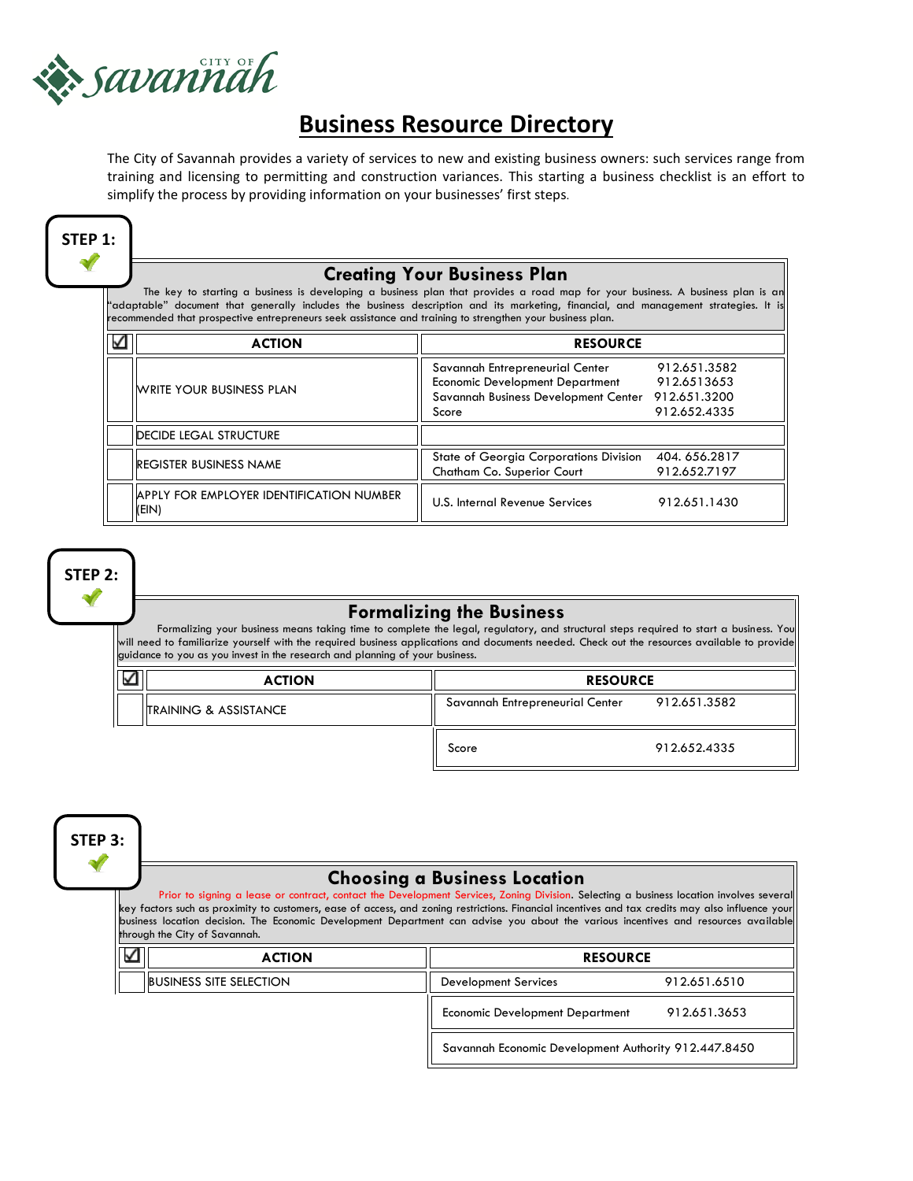City of Savannah

# Business Resource Directory

The City of Savannah provides a variety of services to new and existing business owners: such services range from training and licensing to permitting and construction variances. This starting a business checklist is an effort to simplify the process by providing information on your businesses' first steps.

**STEP 1:** ✓

## Creating Your Business Plan

The key to starting a business is developing a business plan that provides a road map for your business. A business plan is an "adaptable" document that generally includes the business description and its marketing, financial, and management strategies. It is recommended that prospective entrepreneurs seek assistance and training to strengthen your business plan.

| ☑ | ACTION | RESOURCE | |
|---|---|---|---|
| | WRITE YOUR BUSINESS PLAN | Savannah Entrepreneurial Center<br>Economic Development Department<br>Savannah Business Development Center<br>Score | 912.651.3582<br>912.6513653<br>912.651.3200<br>912.652.4335 |
| | DECIDE LEGAL STRUCTURE | | |
| | REGISTER BUSINESS NAME | State of Georgia Corporations Division<br>Chatham Co. Superior Court | 404. 656.2817<br>912.652.7197 |
| | APPLY FOR EMPLOYER IDENTIFICATION NUMBER (EIN) | U.S. Internal Revenue Services | 912.651.1430 |

**STEP 2:** ✓

## Formalizing the Business

Formalizing your business means taking time to complete the legal, regulatory, and structural steps required to start a business. You will need to familiarize yourself with the required business applications and documents needed. Check out the resources available to provide guidance to you as you invest in the research and planning of your business.

| ☑ | ACTION | RESOURCE | |
|---|---|---|---|
| | TRAINING & ASSISTANCE | Savannah Entrepreneurial Center | 912.651.3582 |
| | | Score | 912.652.4335 |

**STEP 3:** ✓

## Choosing a Business Location

Prior to signing a lease or contract, contact the Development Services, Zoning Division. Selecting a business location involves several key factors such as proximity to customers, ease of access, and zoning restrictions. Financial incentives and tax credits may also influence your business location decision. The Economic Development Department can advise you about the various incentives and resources available through the City of Savannah.

| ☑ | ACTION | RESOURCE | |
|---|---|---|---|
| | BUSINESS SITE SELECTION | Development Services | 912.651.6510 |
| | | Economic Development Department | 912.651.3653 |
| | | Savannah Economic Development Authority | 912.447.8450 |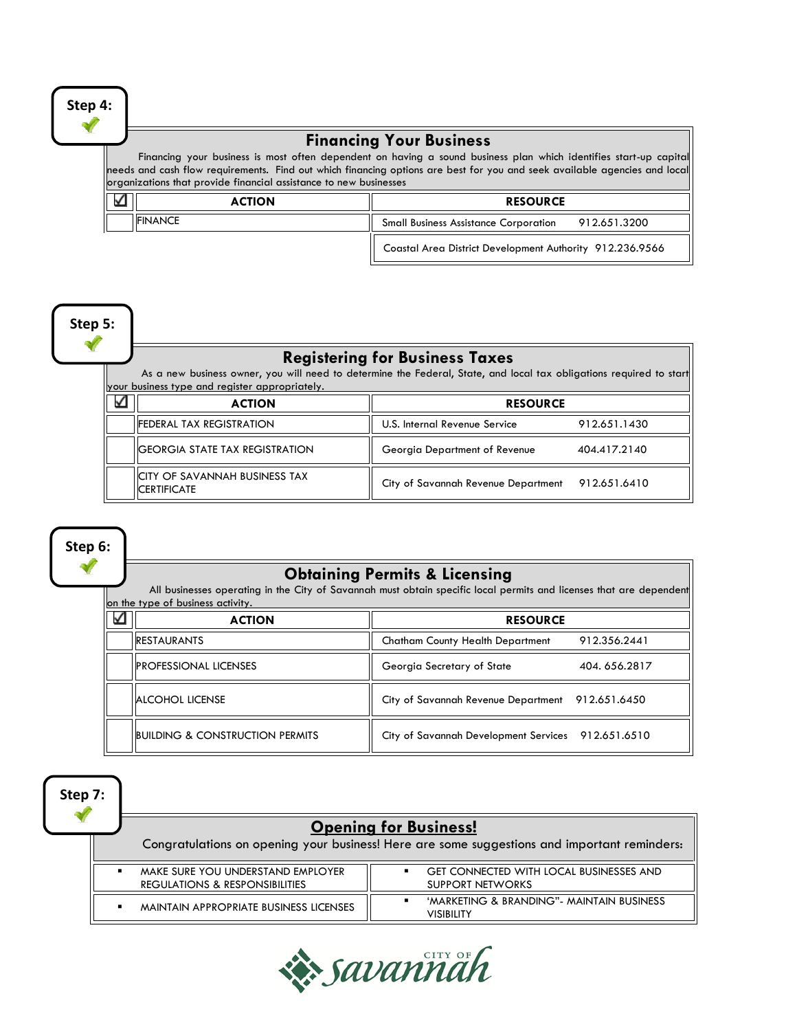## Step 4: ✔

## Financing Your Business

Financing your business is most often dependent on having a sound business plan which identifies start-up capital needs and cash flow requirements. Find out which financing options are best for you and seek available agencies and local organizations that provide financial assistance to new businesses

| ☑ | ACTION | RESOURCE |
|---|---|---|
| | FINANCE | Small Business Assistance Corporation 912.651.3200 |
| | | Coastal Area District Development Authority 912.236.9566 |

## Step 5: ✔

## Registering for Business Taxes

As a new business owner, you will need to determine the Federal, State, and local tax obligations required to start your business type and register appropriately.

| ☑ | ACTION | RESOURCE |
|---|---|---|
| | FEDERAL TAX REGISTRATION | U.S. Internal Revenue Service 912.651.1430 |
| | GEORGIA STATE TAX REGISTRATION | Georgia Department of Revenue 404.417.2140 |
| | CITY OF SAVANNAH BUSINESS TAX CERTIFICATE | City of Savannah Revenue Department 912.651.6410 |

## Step 6: ✔

## Obtaining Permits & Licensing

All businesses operating in the City of Savannah must obtain specific local permits and licenses that are dependent on the type of business activity.

| ☑ | ACTION | RESOURCE |
|---|---|---|
| | RESTAURANTS | Chatham County Health Department 912.356.2441 |
| | PROFESSIONAL LICENSES | Georgia Secretary of State 404. 656.2817 |
| | ALCOHOL LICENSE | City of Savannah Revenue Department 912.651.6450 |
| | BUILDING & CONSTRUCTION PERMITS | City of Savannah Development Services 912.651.6510 |

## Step 7: ✔

## Opening for Business!

Congratulations on opening your business! Here are some suggestions and important reminders:

| | |
|---|---|
| ▪ MAKE SURE YOU UNDERSTAND EMPLOYER REGULATIONS & RESPONSIBILITIES | ▪ GET CONNECTED WITH LOCAL BUSINESSES AND SUPPORT NETWORKS |
| ▪ MAINTAIN APPROPRIATE BUSINESS LICENSES | ▪ 'MARKETING & BRANDING"- MAINTAIN BUSINESS VISIBILITY |

CITY OF savannah